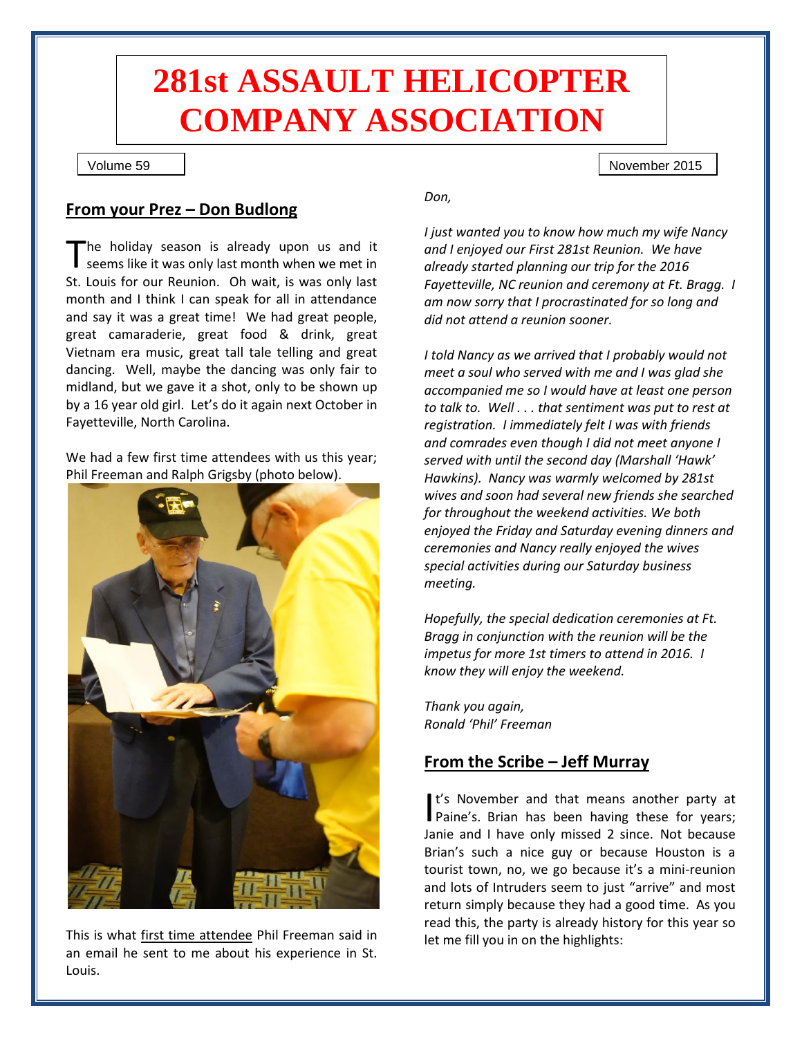# 281st ASSAULT HELICOPTER COMPANY ASSOCIATION

Volume 59

November 2015

## From your Prez – Don Budlong

The holiday season is already upon us and it seems like it was only last month when we met in St. Louis for our Reunion. Oh wait, is was only last month and I think I can speak for all in attendance and say it was a great time! We had great people, great camaraderie, great food & drink, great Vietnam era music, great tall tale telling and great dancing. Well, maybe the dancing was only fair to midland, but we gave it a shot, only to be shown up by a 16 year old girl. Let's do it again next October in Fayetteville, North Carolina.

We had a few first time attendees with us this year; Phil Freeman and Ralph Grigsby (photo below).

This is what first time attendee Phil Freeman said in an email he sent to me about his experience in St. Louis.

*Don,*

*I just wanted you to know how much my wife Nancy and I enjoyed our First 281st Reunion. We have already started planning our trip for the 2016 Fayetteville, NC reunion and ceremony at Ft. Bragg. I am now sorry that I procrastinated for so long and did not attend a reunion sooner.*

*I told Nancy as we arrived that I probably would not meet a soul who served with me and I was glad she accompanied me so I would have at least one person to talk to. Well . . . that sentiment was put to rest at registration. I immediately felt I was with friends and comrades even though I did not meet anyone I served with until the second day (Marshall 'Hawk' Hawkins). Nancy was warmly welcomed by 281st wives and soon had several new friends she searched for throughout the weekend activities. We both enjoyed the Friday and Saturday evening dinners and ceremonies and Nancy really enjoyed the wives special activities during our Saturday business meeting.*

*Hopefully, the special dedication ceremonies at Ft. Bragg in conjunction with the reunion will be the impetus for more 1st timers to attend in 2016. I know they will enjoy the weekend.*

*Thank you again,*
*Ronald 'Phil' Freeman*

## From the Scribe – Jeff Murray

It's November and that means another party at Paine's. Brian has been having these for years; Janie and I have only missed 2 since. Not because Brian's such a nice guy or because Houston is a tourist town, no, we go because it's a mini-reunion and lots of Intruders seem to just "arrive" and most return simply because they had a good time. As you read this, the party is already history for this year so let me fill you in on the highlights: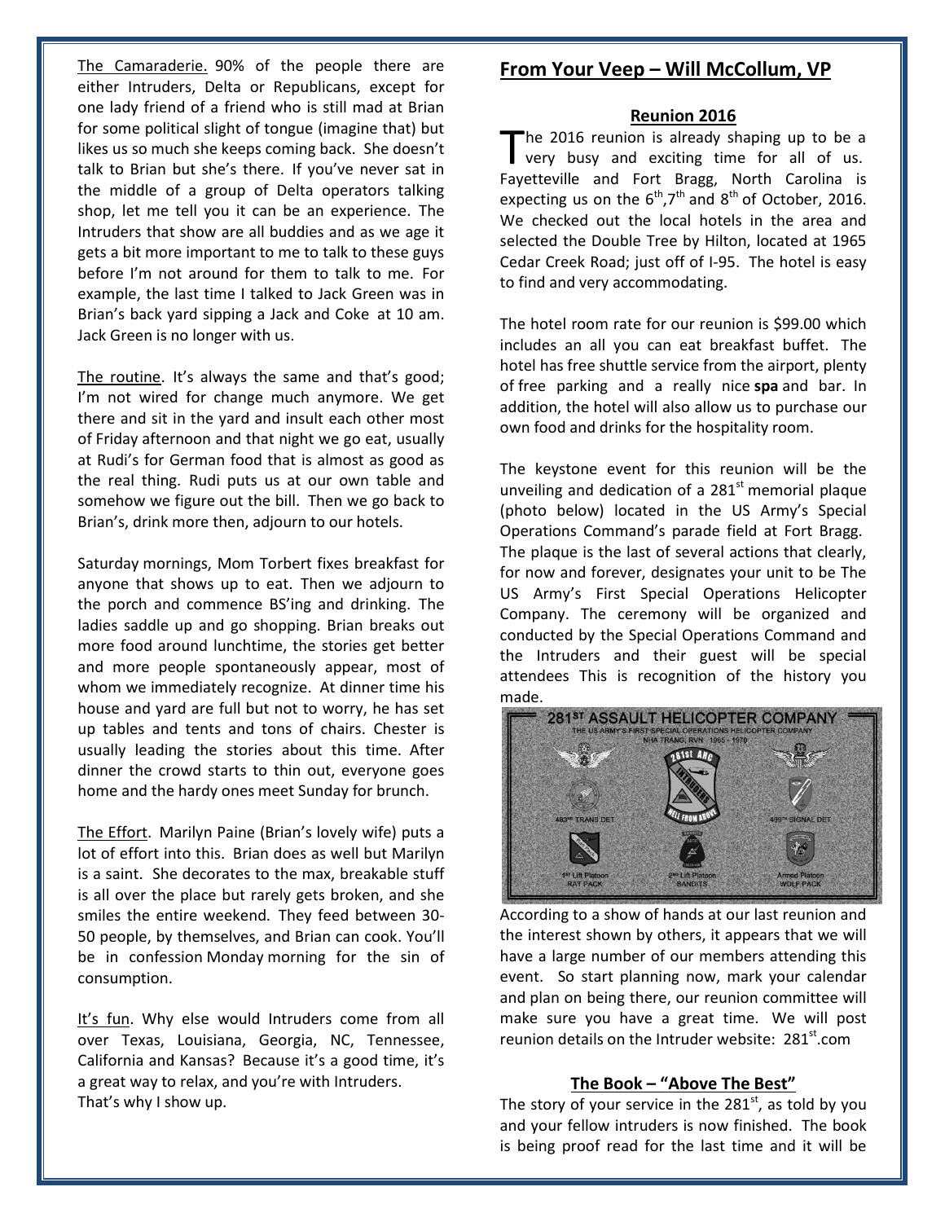<u>The Camaraderie.</u> 90% of the people there are either Intruders, Delta or Republicans, except for one lady friend of a friend who is still mad at Brian for some political slight of tongue (imagine that) but likes us so much she keeps coming back. She doesn't talk to Brian but she's there. If you've never sat in the middle of a group of Delta operators talking shop, let me tell you it can be an experience. The Intruders that show are all buddies and as we age it gets a bit more important to me to talk to these guys before I'm not around for them to talk to me. For example, the last time I talked to Jack Green was in Brian's back yard sipping a Jack and Coke at 10 am. Jack Green is no longer with us.

<u>The routine</u>. It's always the same and that's good; I'm not wired for change much anymore. We get there and sit in the yard and insult each other most of Friday afternoon and that night we go eat, usually at Rudi's for German food that is almost as good as the real thing. Rudi puts us at our own table and somehow we figure out the bill. Then we go back to Brian's, drink more then, adjourn to our hotels.

Saturday mornings, Mom Torbert fixes breakfast for anyone that shows up to eat. Then we adjourn to the porch and commence BS'ing and drinking. The ladies saddle up and go shopping. Brian breaks out more food around lunchtime, the stories get better and more people spontaneously appear, most of whom we immediately recognize. At dinner time his house and yard are full but not to worry, he has set up tables and tents and tons of chairs. Chester is usually leading the stories about this time. After dinner the crowd starts to thin out, everyone goes home and the hardy ones meet Sunday for brunch.

<u>The Effort</u>. Marilyn Paine (Brian's lovely wife) puts a lot of effort into this. Brian does as well but Marilyn is a saint. She decorates to the max, breakable stuff is all over the place but rarely gets broken, and she smiles the entire weekend. They feed between 30-50 people, by themselves, and Brian can cook. You'll be in confession Monday morning for the sin of consumption.

<u>It's fun</u>. Why else would Intruders come from all over Texas, Louisiana, Georgia, NC, Tennessee, California and Kansas? Because it's a good time, it's a great way to relax, and you're with Intruders.
That's why I show up.

## From Your Veep – Will McCollum, VP

### Reunion 2016

The 2016 reunion is already shaping up to be a very busy and exciting time for all of us. Fayetteville and Fort Bragg, North Carolina is expecting us on the 6th, 7th and 8th of October, 2016. We checked out the local hotels in the area and selected the Double Tree by Hilton, located at 1965 Cedar Creek Road; just off of I-95. The hotel is easy to find and very accommodating.

The hotel room rate for our reunion is $99.00 which includes an all you can eat breakfast buffet. The hotel has free shuttle service from the airport, plenty of free parking and a really nice **spa** and bar. In addition, the hotel will also allow us to purchase our own food and drinks for the hospitality room.

The keystone event for this reunion will be the unveiling and dedication of a 281st memorial plaque (photo below) located in the US Army's Special Operations Command's parade field at Fort Bragg. The plaque is the last of several actions that clearly, for now and forever, designates your unit to be The US Army's First Special Operations Helicopter Company. The ceremony will be organized and conducted by the Special Operations Command and the Intruders and their guest will be special attendees This is recognition of the history you made.

According to a show of hands at our last reunion and the interest shown by others, it appears that we will have a large number of our members attending this event. So start planning now, mark your calendar and plan on being there, our reunion committee will make sure you have a great time. We will post reunion details on the Intruder website: 281st.com

### The Book – "Above The Best"

The story of your service in the 281st, as told by you and your fellow intruders is now finished. The book is being proof read for the last time and it will be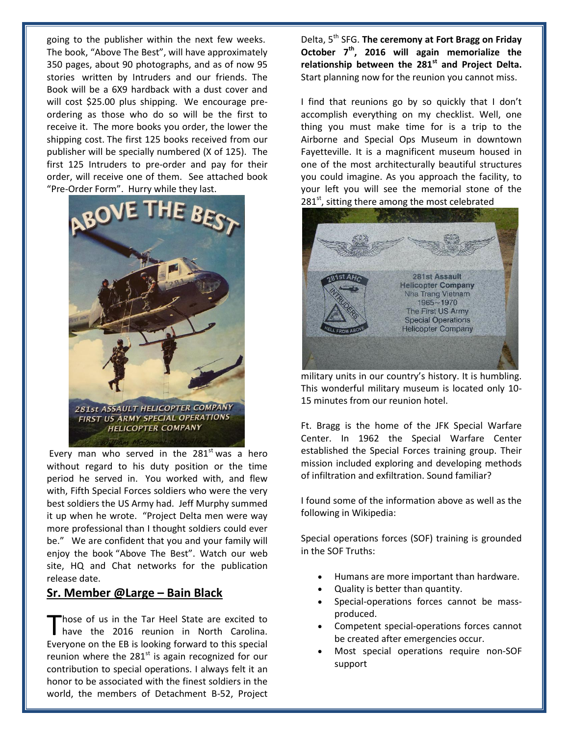going to the publisher within the next few weeks. The book, "Above The Best", will have approximately 350 pages, about 90 photographs, and as of now 95 stories written by Intruders and our friends. The Book will be a 6X9 hardback with a dust cover and will cost $25.00 plus shipping. We encourage pre-ordering as those who do so will be the first to receive it. The more books you order, the lower the shipping cost. The first 125 books received from our publisher will be specially numbered (X of 125). The first 125 Intruders to pre-order and pay for their order, will receive one of them. See attached book "Pre-Order Form". Hurry while they last.

Every man who served in the 281st was a hero without regard to his duty position or the time period he served in. You worked with, and flew with, Fifth Special Forces soldiers who were the very best soldiers the US Army had. Jeff Murphy summed it up when he wrote. "Project Delta men were way more professional than I thought soldiers could ever be." We are confident that you and your family will enjoy the book "Above The Best". Watch our web site, HQ and Chat networks for the publication release date.

## Sr. Member @Large – Bain Black

Those of us in the Tar Heel State are excited to have the 2016 reunion in North Carolina. Everyone on the EB is looking forward to this special reunion where the 281st is again recognized for our contribution to special operations. I always felt it an honor to be associated with the finest soldiers in the world, the members of Detachment B-52, Project Delta, 5th SFG. **The ceremony at Fort Bragg on Friday October 7th, 2016 will again memorialize the relationship between the 281st and Project Delta.** Start planning now for the reunion you cannot miss.

I find that reunions go by so quickly that I don't accomplish everything on my checklist. Well, one thing you must make time for is a trip to the Airborne and Special Ops Museum in downtown Fayetteville. It is a magnificent museum housed in one of the most architecturally beautiful structures you could imagine. As you approach the facility, to your left you will see the memorial stone of the 281st, sitting there among the most celebrated military units in our country's history. It is humbling. This wonderful military museum is located only 10-15 minutes from our reunion hotel.

Ft. Bragg is the home of the JFK Special Warfare Center. In 1962 the Special Warfare Center established the Special Forces training group. Their mission included exploring and developing methods of infiltration and exfiltration. Sound familiar?

I found some of the information above as well as the following in Wikipedia:

Special operations forces (SOF) training is grounded in the SOF Truths:

- Humans are more important than hardware.
- Quality is better than quantity.
- Special-operations forces cannot be mass-produced.
- Competent special-operations forces cannot be created after emergencies occur.
- Most special operations require non-SOF support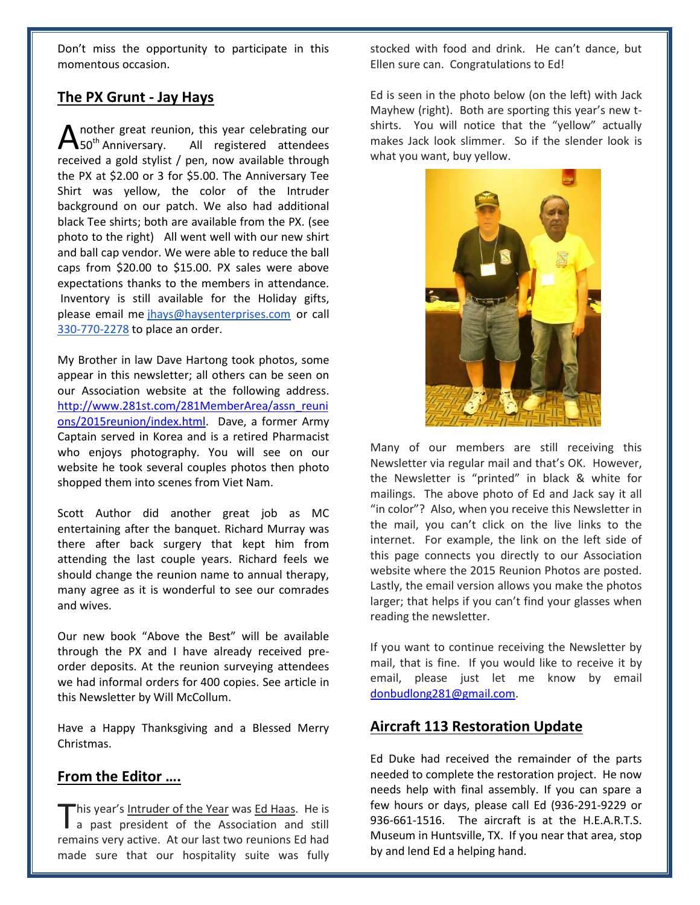Don't miss the opportunity to participate in this momentous occasion.

## The PX Grunt - Jay Hays

Another great reunion, this year celebrating our 50th Anniversary. All registered attendees received a gold stylist / pen, now available through the PX at $2.00 or 3 for $5.00. The Anniversary Tee Shirt was yellow, the color of the Intruder background on our patch. We also had additional black Tee shirts; both are available from the PX. (see photo to the right) All went well with our new shirt and ball cap vendor. We were able to reduce the ball caps from $20.00 to $15.00. PX sales were above expectations thanks to the members in attendance. Inventory is still available for the Holiday gifts, please email me jhays@haysenterprises.com or call 330-770-2278 to place an order.

My Brother in law Dave Hartong took photos, some appear in this newsletter; all others can be seen on our Association website at the following address. http://www.281st.com/281MemberArea/assn_reunions/2015reunion/index.html. Dave, a former Army Captain served in Korea and is a retired Pharmacist who enjoys photography. You will see on our website he took several couples photos then photo shopped them into scenes from Viet Nam.

Scott Author did another great job as MC entertaining after the banquet. Richard Murray was there after back surgery that kept him from attending the last couple years. Richard feels we should change the reunion name to annual therapy, many agree as it is wonderful to see our comrades and wives.

Our new book "Above the Best" will be available through the PX and I have already received pre-order deposits. At the reunion surveying attendees we had informal orders for 400 copies. See article in this Newsletter by Will McCollum.

Have a Happy Thanksgiving and a Blessed Merry Christmas.

## From the Editor ….

This year's Intruder of the Year was Ed Haas. He is a past president of the Association and still remains very active. At our last two reunions Ed had made sure that our hospitality suite was fully stocked with food and drink. He can't dance, but Ellen sure can. Congratulations to Ed!

Ed is seen in the photo below (on the left) with Jack Mayhew (right). Both are sporting this year's new t-shirts. You will notice that the "yellow" actually makes Jack look slimmer. So if the slender look is what you want, buy yellow.

Many of our members are still receiving this Newsletter via regular mail and that's OK. However, the Newsletter is "printed" in black & white for mailings. The above photo of Ed and Jack say it all "in color"? Also, when you receive this Newsletter in the mail, you can't click on the live links to the internet. For example, the link on the left side of this page connects you directly to our Association website where the 2015 Reunion Photos are posted. Lastly, the email version allows you make the photos larger; that helps if you can't find your glasses when reading the newsletter.

If you want to continue receiving the Newsletter by mail, that is fine. If you would like to receive it by email, please just let me know by email donbudlong281@gmail.com.

## Aircraft 113 Restoration Update

Ed Duke had received the remainder of the parts needed to complete the restoration project. He now needs help with final assembly. If you can spare a few hours or days, please call Ed (936-291-9229 or 936-661-1516. The aircraft is at the H.E.A.R.T.S. Museum in Huntsville, TX. If you near that area, stop by and lend Ed a helping hand.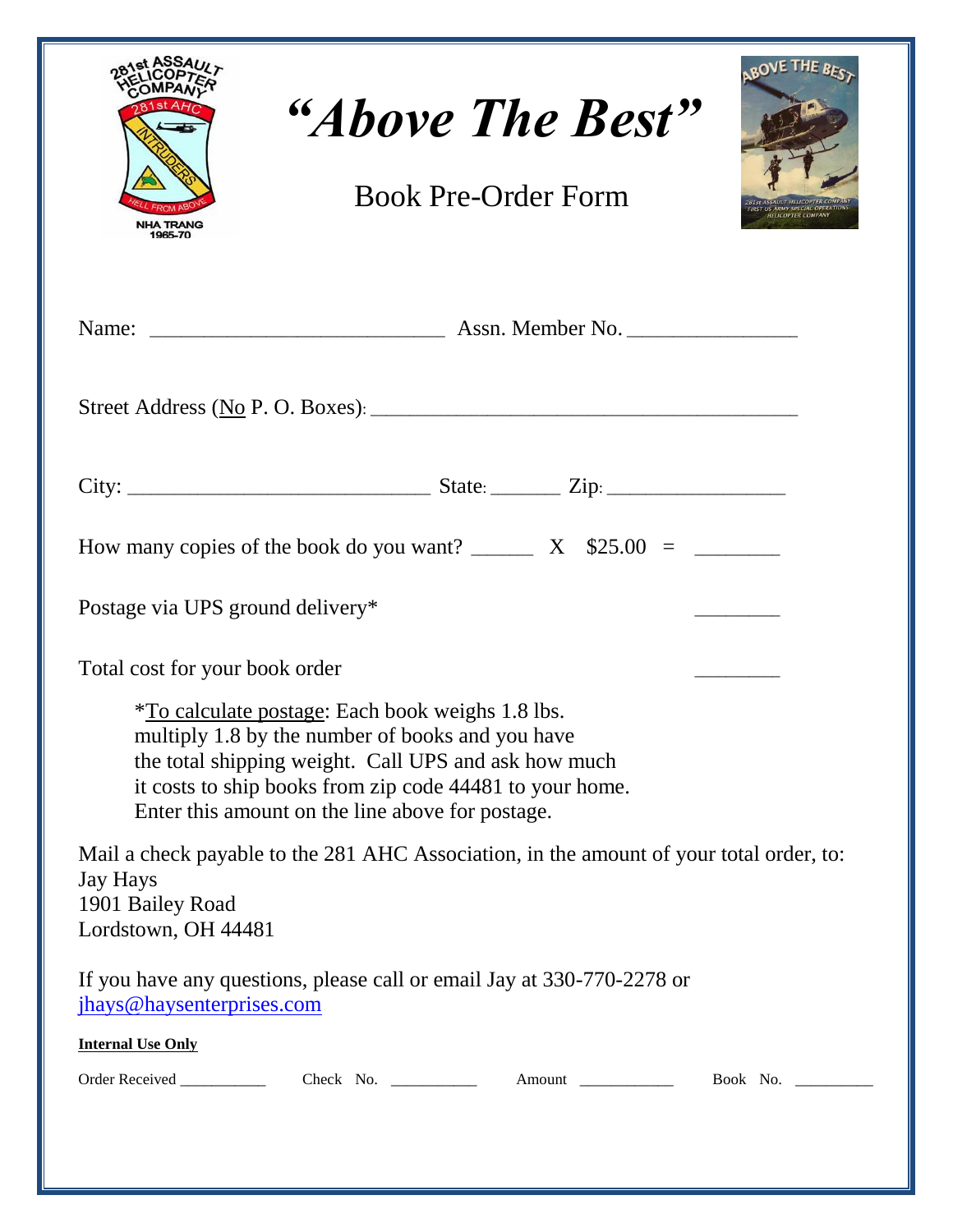# *"Above The Best"*

## Book Pre-Order Form

Name: ____________________________ Assn. Member No. ________________

Street Address (<u>No</u> P. O. Boxes): __________________________________________

City: _____________________________ State: _______ Zip: _________________

How many copies of the book do you want? ______ X $25.00 = ________

Postage via UPS ground delivery* ________

Total cost for your book order ________

> *<u>To calculate postage</u>: Each book weighs 1.8 lbs. multiply 1.8 by the number of books and you have the total shipping weight. Call UPS and ask how much it costs to ship books from zip code 44481 to your home. Enter this amount on the line above for postage.

Mail a check payable to the 281 AHC Association, in the amount of your total order, to:
Jay Hays
1901 Bailey Road
Lordstown, OH 44481

If you have any questions, please call or email Jay at 330-770-2278 or jhays@haysenterprises.com

**<u>Internal Use Only</u>**

Order Received ___________ Check No. ___________ Amount ____________ Book No. __________